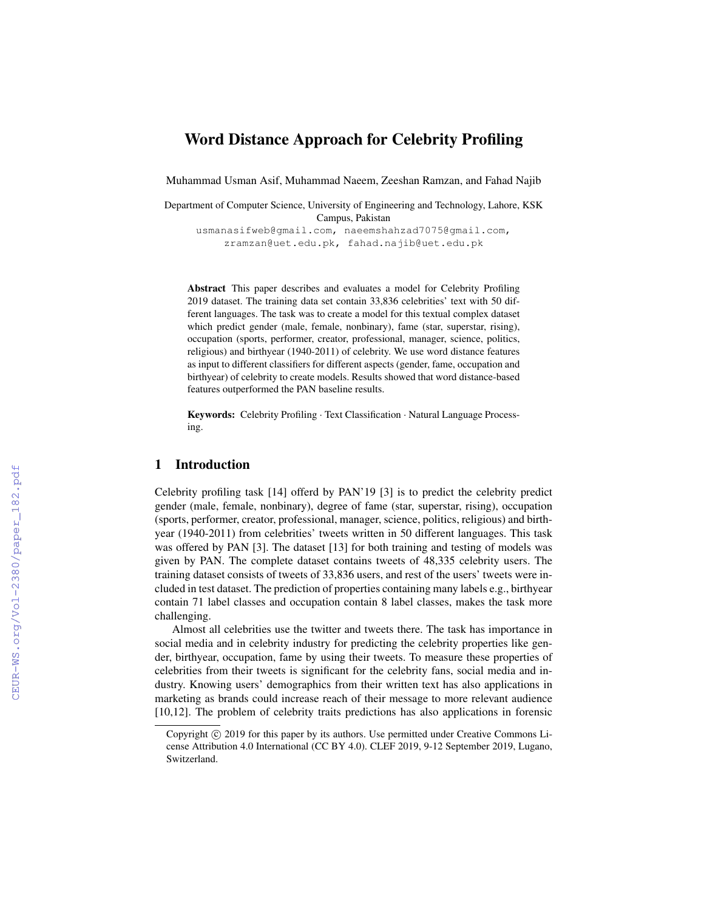# Word Distance Approach for Celebrity Profiling

Muhammad Usman Asif, Muhammad Naeem, Zeeshan Ramzan, and Fahad Najib

Department of Computer Science, University of Engineering and Technology, Lahore, KSK Campus, Pakistan
usmanasifweb@gmail.com, naeemshahzad7075@gmail.com, zramzan@uet.edu.pk, fahad.najib@uet.edu.pk

**Abstract** This paper describes and evaluates a model for Celebrity Profiling 2019 dataset. The training data set contain 33,836 celebrities' text with 50 different languages. The task was to create a model for this textual complex dataset which predict gender (male, female, nonbinary), fame (star, superstar, rising), occupation (sports, performer, creator, professional, manager, science, politics, religious) and birthyear (1940-2011) of celebrity. We use word distance features as input to different classifiers for different aspects (gender, fame, occupation and birthyear) of celebrity to create models. Results showed that word distance-based features outperformed the PAN baseline results.

**Keywords:** Celebrity Profiling · Text Classification · Natural Language Processing.

## 1 Introduction

Celebrity profiling task [14] offerd by PAN'19 [3] is to predict the celebrity predict gender (male, female, nonbinary), degree of fame (star, superstar, rising), occupation (sports, performer, creator, professional, manager, science, politics, religious) and birthyear (1940-2011) from celebrities' tweets written in 50 different languages. This task was offered by PAN [3]. The dataset [13] for both training and testing of models was given by PAN. The complete dataset contains tweets of 48,335 celebrity users. The training dataset consists of tweets of 33,836 users, and rest of the users' tweets were included in test dataset. The prediction of properties containing many labels e.g., birthyear contain 71 label classes and occupation contain 8 label classes, makes the task more challenging.

Almost all celebrities use the twitter and tweets there. The task has importance in social media and in celebrity industry for predicting the celebrity properties like gender, birthyear, occupation, fame by using their tweets. To measure these properties of celebrities from their tweets is significant for the celebrity fans, social media and industry. Knowing users' demographics from their written text has also applications in marketing as brands could increase reach of their message to more relevant audience [10,12]. The problem of celebrity traits predictions has also applications in forensic

Copyright © 2019 for this paper by its authors. Use permitted under Creative Commons License Attribution 4.0 International (CC BY 4.0). CLEF 2019, 9-12 September 2019, Lugano, Switzerland.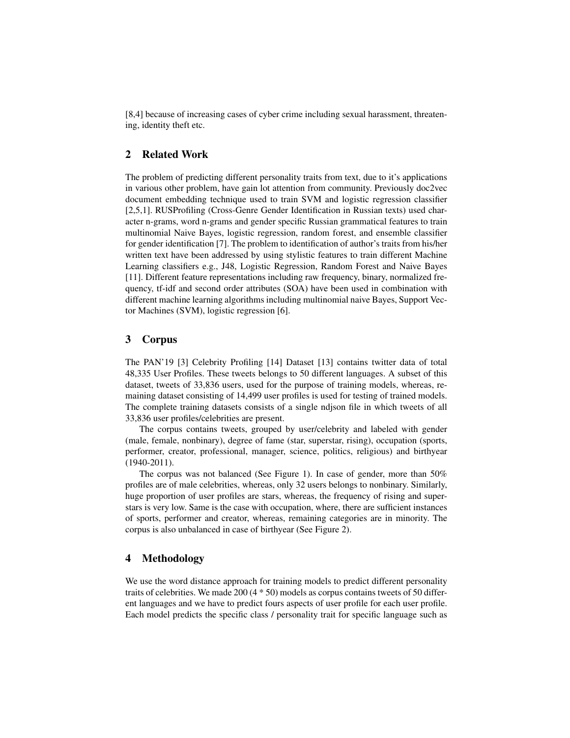[8,4] because of increasing cases of cyber crime including sexual harassment, threatening, identity theft etc.

## 2 Related Work

The problem of predicting different personality traits from text, due to it's applications in various other problem, have gain lot attention from community. Previously doc2vec document embedding technique used to train SVM and logistic regression classifier [2,5,1]. RUSProfiling (Cross-Genre Gender Identification in Russian texts) used character n-grams, word n-grams and gender specific Russian grammatical features to train multinomial Naive Bayes, logistic regression, random forest, and ensemble classifier for gender identification [7]. The problem to identification of author's traits from his/her written text have been addressed by using stylistic features to train different Machine Learning classifiers e.g., J48, Logistic Regression, Random Forest and Naive Bayes [11]. Different feature representations including raw frequency, binary, normalized frequency, tf-idf and second order attributes (SOA) have been used in combination with different machine learning algorithms including multinomial naive Bayes, Support Vector Machines (SVM), logistic regression [6].

## 3 Corpus

The PAN'19 [3] Celebrity Profiling [14] Dataset [13] contains twitter data of total 48,335 User Profiles. These tweets belongs to 50 different languages. A subset of this dataset, tweets of 33,836 users, used for the purpose of training models, whereas, remaining dataset consisting of 14,499 user profiles is used for testing of trained models. The complete training datasets consists of a single ndjson file in which tweets of all 33,836 user profiles/celebrities are present.

The corpus contains tweets, grouped by user/celebrity and labeled with gender (male, female, nonbinary), degree of fame (star, superstar, rising), occupation (sports, performer, creator, professional, manager, science, politics, religious) and birthyear (1940-2011).

The corpus was not balanced (See Figure 1). In case of gender, more than 50% profiles are of male celebrities, whereas, only 32 users belongs to nonbinary. Similarly, huge proportion of user profiles are stars, whereas, the frequency of rising and superstars is very low. Same is the case with occupation, where, there are sufficient instances of sports, performer and creator, whereas, remaining categories are in minority. The corpus is also unbalanced in case of birthyear (See Figure 2).

## 4 Methodology

We use the word distance approach for training models to predict different personality traits of celebrities. We made 200 (4 * 50) models as corpus contains tweets of 50 different languages and we have to predict fours aspects of user profile for each user profile. Each model predicts the specific class / personality trait for specific language such as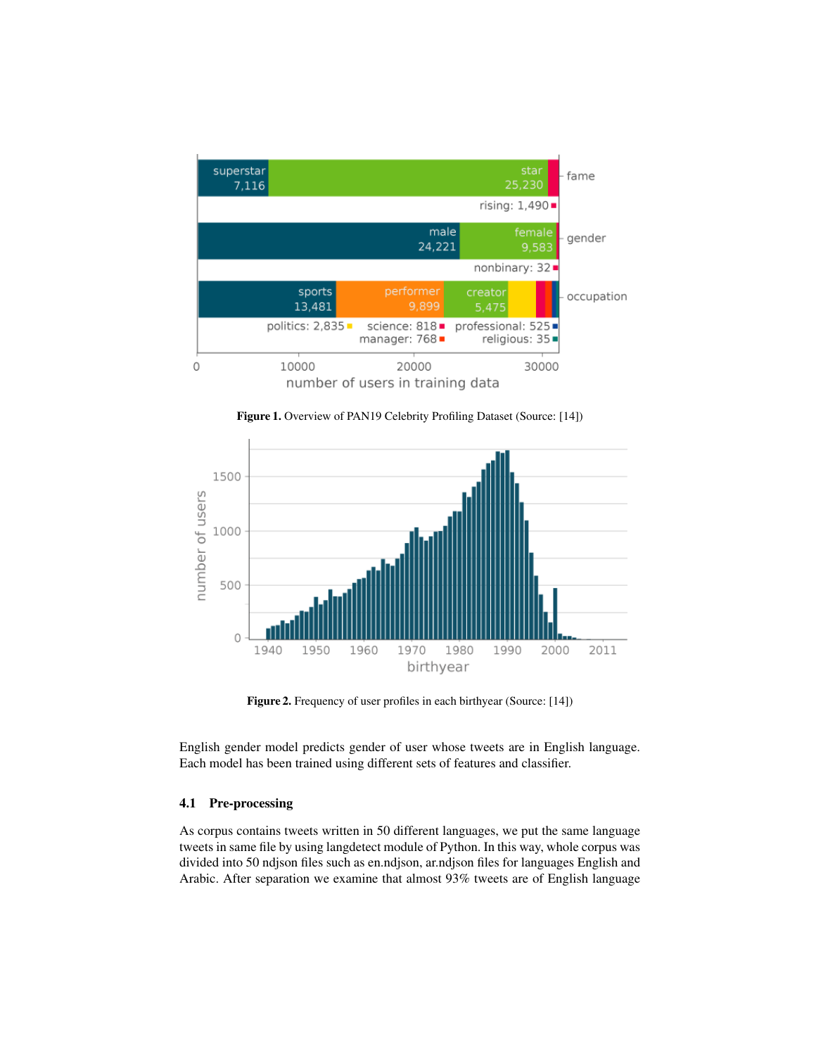**Figure 1.** Overview of PAN19 Celebrity Profiling Dataset (Source: [14])

**Figure 2.** Frequency of user profiles in each birthyear (Source: [14])

English gender model predicts gender of user whose tweets are in English language. Each model has been trained using different sets of features and classifier.

### 4.1 Pre-processing

As corpus contains tweets written in 50 different languages, we put the same language tweets in same file by using langdetect module of Python. In this way, whole corpus was divided into 50 ndjson files such as en.ndjson, ar.ndjson files for languages English and Arabic. After separation we examine that almost 93% tweets are of English language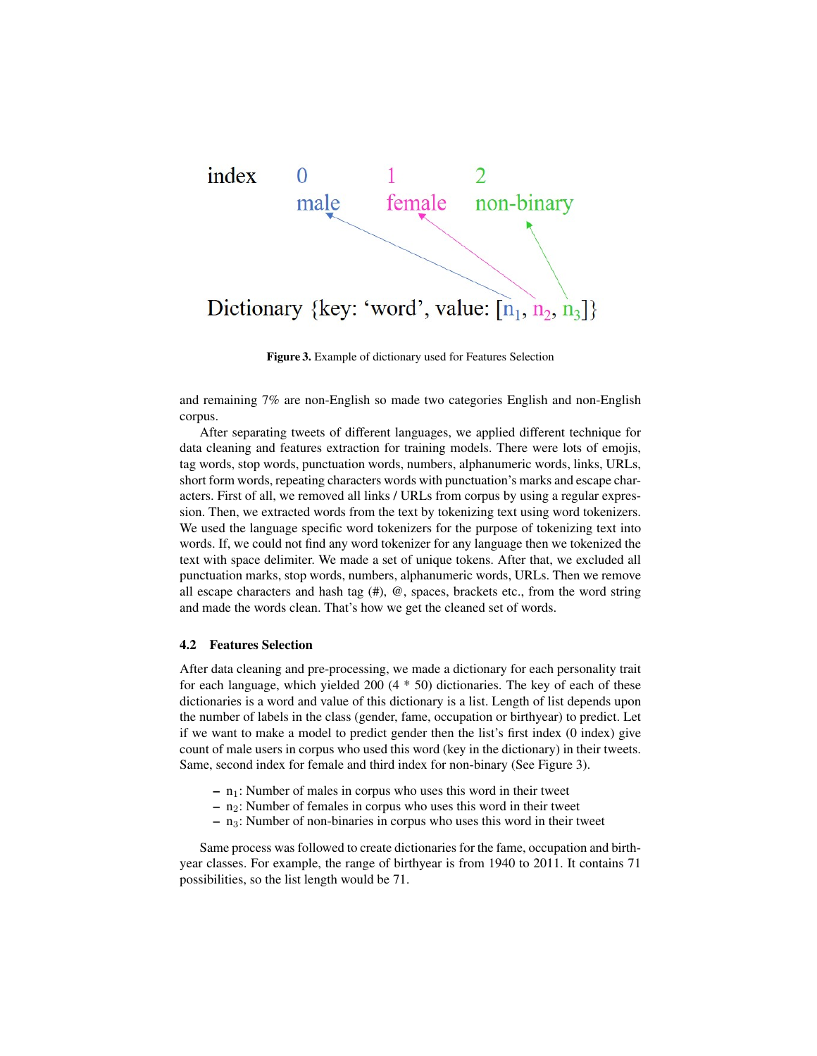Figure 3. Example of dictionary used for Features Selection

and remaining 7% are non-English so made two categories English and non-English corpus.

After separating tweets of different languages, we applied different technique for data cleaning and features extraction for training models. There were lots of emojis, tag words, stop words, punctuation words, numbers, alphanumeric words, links, URLs, short form words, repeating characters words with punctuation's marks and escape characters. First of all, we removed all links / URLs from corpus by using a regular expression. Then, we extracted words from the text by tokenizing text using word tokenizers. We used the language specific word tokenizers for the purpose of tokenizing text into words. If, we could not find any word tokenizer for any language then we tokenized the text with space delimiter. We made a set of unique tokens. After that, we excluded all punctuation marks, stop words, numbers, alphanumeric words, URLs. Then we remove all escape characters and hash tag (#), @, spaces, brackets etc., from the word string and made the words clean. That's how we get the cleaned set of words.

### 4.2 Features Selection

After data cleaning and pre-processing, we made a dictionary for each personality trait for each language, which yielded 200 (4 * 50) dictionaries. The key of each of these dictionaries is a word and value of this dictionary is a list. Length of list depends upon the number of labels in the class (gender, fame, occupation or birthyear) to predict. Let if we want to make a model to predict gender then the list's first index (0 index) give count of male users in corpus who used this word (key in the dictionary) in their tweets. Same, second index for female and third index for non-binary (See Figure 3).

- $n_1$: Number of males in corpus who uses this word in their tweet
- $n_2$: Number of females in corpus who uses this word in their tweet
- $n_3$: Number of non-binaries in corpus who uses this word in their tweet

Same process was followed to create dictionaries for the fame, occupation and birthyear classes. For example, the range of birthyear is from 1940 to 2011. It contains 71 possibilities, so the list length would be 71.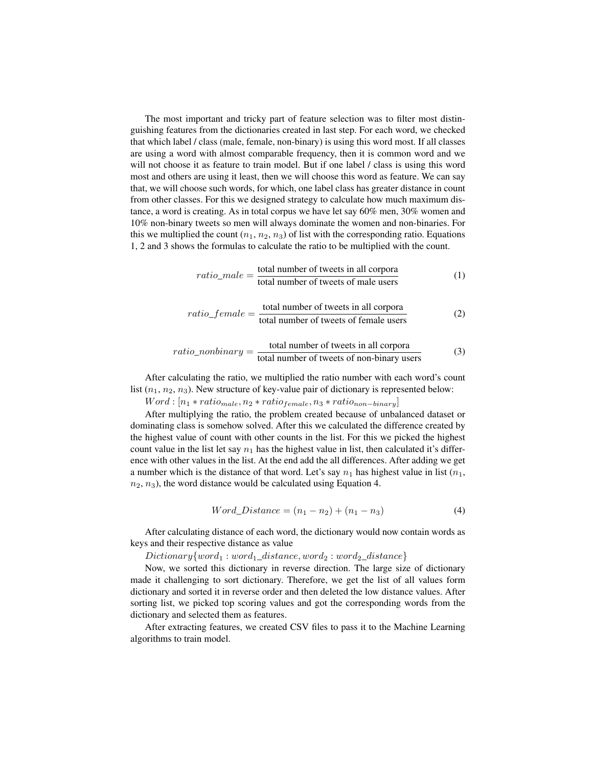The most important and tricky part of feature selection was to filter most distinguishing features from the dictionaries created in last step. For each word, we checked that which label / class (male, female, non-binary) is using this word most. If all classes are using a word with almost comparable frequency, then it is common word and we will not choose it as feature to train model. But if one label / class is using this word most and others are using it least, then we will choose this word as feature. We can say that, we will choose such words, for which, one label class has greater distance in count from other classes. For this we designed strategy to calculate how much maximum distance, a word is creating. As in total corpus we have let say 60% men, 30% women and 10% non-binary tweets so men will always dominate the women and non-binaries. For this we multiplied the count ($n_1$, $n_2$, $n_3$) of list with the corresponding ratio. Equations 1, 2 and 3 shows the formulas to calculate the ratio to be multiplied with the count.

$$ratio\_male = \frac{\text{total number of tweets in all corpora}}{\text{total number of tweets of male users}} \tag{1}$$

$$ratio\_female = \frac{\text{total number of tweets in all corpora}}{\text{total number of tweets of female users}} \tag{2}$$

$$ratio\_nonbinary = \frac{\text{total number of tweets in all corpora}}{\text{total number of tweets of non-binary users}} \tag{3}$$

After calculating the ratio, we multiplied the ratio number with each word's count list ($n_1$, $n_2$, $n_3$). New structure of key-value pair of dictionary is represented below:

$Word : [n_1 * ratio_{male}, n_2 * ratio_{female}, n_3 * ratio_{non-binary}]$

After multiplying the ratio, the problem created because of unbalanced dataset or dominating class is somehow solved. After this we calculated the difference created by the highest value of count with other counts in the list. For this we picked the highest count value in the list let say $n_1$ has the highest value in list, then calculated it's difference with other values in the list. At the end add the all differences. After adding we get a number which is the distance of that word. Let's say $n_1$ has highest value in list ($n_1$, $n_2$, $n_3$), the word distance would be calculated using Equation 4.

$$Word\_Distance = (n_1 - n_2) + (n_1 - n_3) \tag{4}$$

After calculating distance of each word, the dictionary would now contain words as keys and their respective distance as value

$Dictionary\{word_1 : word_1\_distance, word_2 : word_2\_distance\}$

Now, we sorted this dictionary in reverse direction. The large size of dictionary made it challenging to sort dictionary. Therefore, we get the list of all values form dictionary and sorted it in reverse order and then deleted the low distance values. After sorting list, we picked top scoring values and got the corresponding words from the dictionary and selected them as features.

After extracting features, we created CSV files to pass it to the Machine Learning algorithms to train model.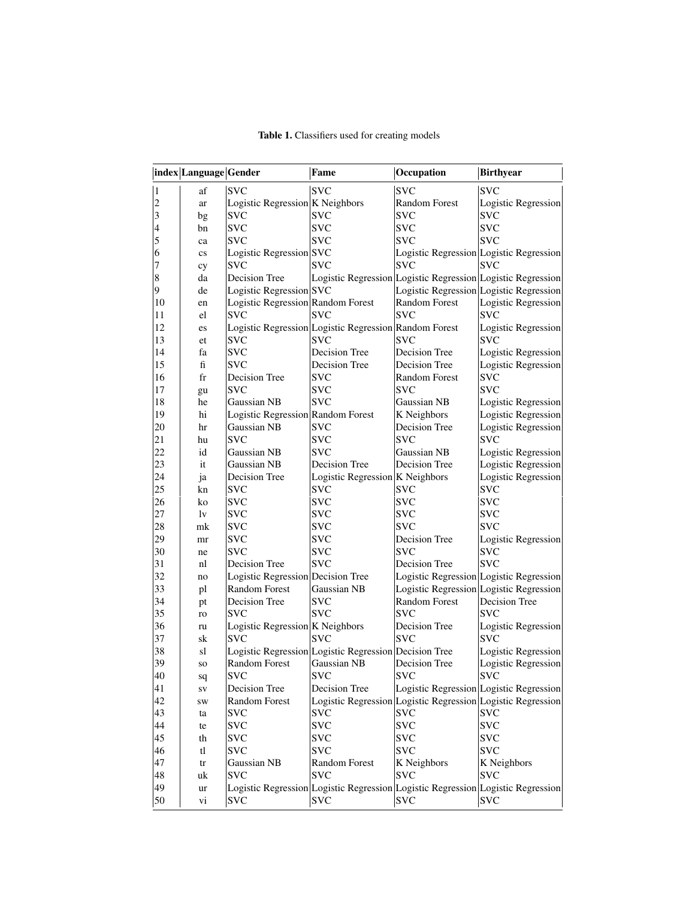**Table 1.** Classifiers used for creating models

| index | Language | Gender | Fame | Occupation | Birthyear |
|---|---|---|---|---|---|
| 1 | af | SVC | SVC | SVC | SVC |
| 2 | ar | Logistic Regression | K Neighbors | Random Forest | Logistic Regression |
| 3 | bg | SVC | SVC | SVC | SVC |
| 4 | bn | SVC | SVC | SVC | SVC |
| 5 | ca | SVC | SVC | SVC | SVC |
| 6 | cs | Logistic Regression | SVC | Logistic Regression | Logistic Regression |
| 7 | cy | SVC | SVC | SVC | SVC |
| 8 | da | Decision Tree | Logistic Regression | Logistic Regression | Logistic Regression |
| 9 | de | Logistic Regression | SVC | Logistic Regression | Logistic Regression |
| 10 | en | Logistic Regression | Random Forest | Random Forest | Logistic Regression |
| 11 | el | SVC | SVC | SVC | SVC |
| 12 | es | Logistic Regression | Logistic Regression | Random Forest | Logistic Regression |
| 13 | et | SVC | SVC | SVC | SVC |
| 14 | fa | SVC | Decision Tree | Decision Tree | Logistic Regression |
| 15 | fi | SVC | Decision Tree | Decision Tree | Logistic Regression |
| 16 | fr | Decision Tree | SVC | Random Forest | SVC |
| 17 | gu | SVC | SVC | SVC | SVC |
| 18 | he | Gaussian NB | SVC | Gaussian NB | Logistic Regression |
| 19 | hi | Logistic Regression | Random Forest | K Neighbors | Logistic Regression |
| 20 | hr | Gaussian NB | SVC | Decision Tree | Logistic Regression |
| 21 | hu | SVC | SVC | SVC | SVC |
| 22 | id | Gaussian NB | SVC | Gaussian NB | Logistic Regression |
| 23 | it | Gaussian NB | Decision Tree | Decision Tree | Logistic Regression |
| 24 | ja | Decision Tree | Logistic Regression | K Neighbors | Logistic Regression |
| 25 | kn | SVC | SVC | SVC | SVC |
| 26 | ko | SVC | SVC | SVC | SVC |
| 27 | lv | SVC | SVC | SVC | SVC |
| 28 | mk | SVC | SVC | SVC | SVC |
| 29 | mr | SVC | SVC | Decision Tree | Logistic Regression |
| 30 | ne | SVC | SVC | SVC | SVC |
| 31 | nl | Decision Tree | SVC | Decision Tree | SVC |
| 32 | no | Logistic Regression | Decision Tree | Logistic Regression | Logistic Regression |
| 33 | pl | Random Forest | Gaussian NB | Logistic Regression | Logistic Regression |
| 34 | pt | Decision Tree | SVC | Random Forest | Decision Tree |
| 35 | ro | SVC | SVC | SVC | SVC |
| 36 | ru | Logistic Regression | K Neighbors | Decision Tree | Logistic Regression |
| 37 | sk | SVC | SVC | SVC | SVC |
| 38 | sl | Logistic Regression | Logistic Regression | Decision Tree | Logistic Regression |
| 39 | so | Random Forest | Gaussian NB | Decision Tree | Logistic Regression |
| 40 | sq | SVC | SVC | SVC | SVC |
| 41 | sv | Decision Tree | Decision Tree | Logistic Regression | Logistic Regression |
| 42 | sw | Random Forest | Logistic Regression | Logistic Regression | Logistic Regression |
| 43 | ta | SVC | SVC | SVC | SVC |
| 44 | te | SVC | SVC | SVC | SVC |
| 45 | th | SVC | SVC | SVC | SVC |
| 46 | tl | SVC | SVC | SVC | SVC |
| 47 | tr | Gaussian NB | Random Forest | K Neighbors | K Neighbors |
| 48 | uk | SVC | SVC | SVC | SVC |
| 49 | ur | Logistic Regression | Logistic Regression | Logistic Regression | Logistic Regression |
| 50 | vi | SVC | SVC | SVC | SVC |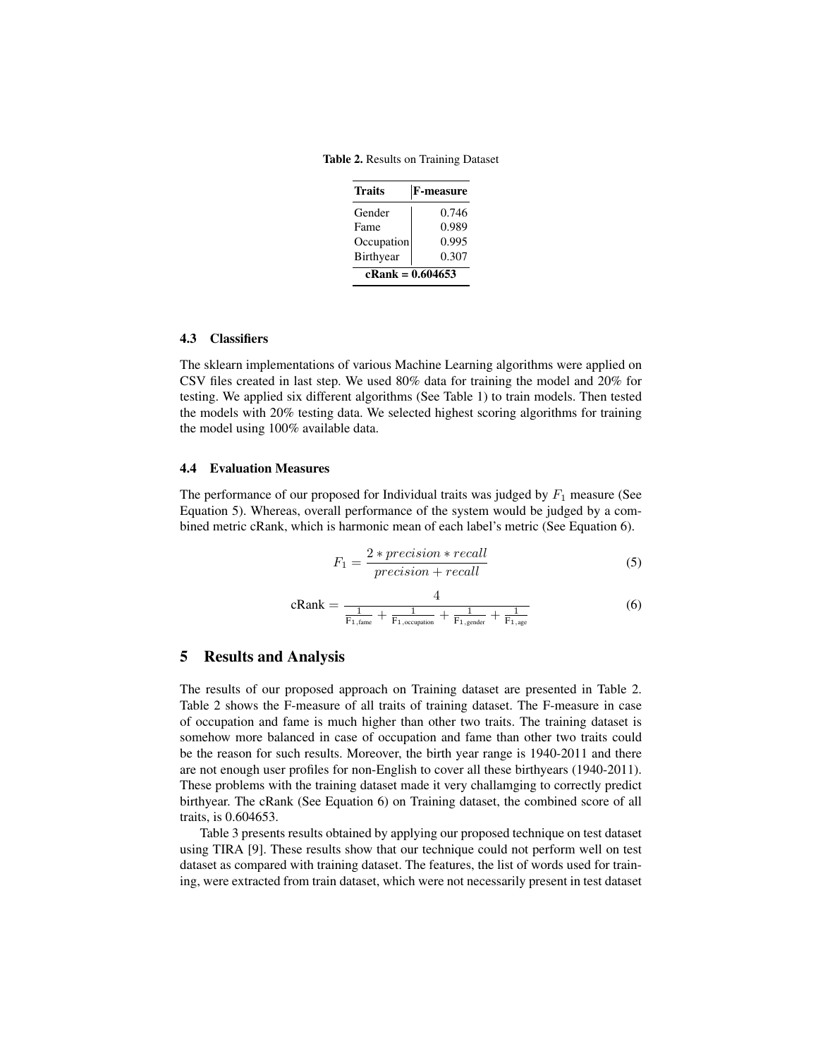**Table 2.** Results on Training Dataset

| Traits | F-measure |
|---|---|
| Gender | 0.746 |
| Fame | 0.989 |
| Occupation | 0.995 |
| Birthyear | 0.307 |
| **cRank = 0.604653** | |

### 4.3 Classifiers

The sklearn implementations of various Machine Learning algorithms were applied on CSV files created in last step. We used 80% data for training the model and 20% for testing. We applied six different algorithms (See Table 1) to train models. Then tested the models with 20% testing data. We selected highest scoring algorithms for training the model using 100% available data.

### 4.4 Evaluation Measures

The performance of our proposed for Individual traits was judged by $F_1$ measure (See Equation 5). Whereas, overall performance of the system would be judged by a combined metric cRank, which is harmonic mean of each label's metric (See Equation 6).

$$F_1 = \frac{2 * precision * recall}{precision + recall} \tag{5}$$

$$\text{cRank} = \frac{4}{\frac{1}{\text{F}_{1,\text{fame}}} + \frac{1}{\text{F}_{1,\text{occupation}}} + \frac{1}{\text{F}_{1,\text{gender}}} + \frac{1}{\text{F}_{1,\text{age}}}} \tag{6}$$

## 5 Results and Analysis

The results of our proposed approach on Training dataset are presented in Table 2. Table 2 shows the F-measure of all traits of training dataset. The F-measure in case of occupation and fame is much higher than other two traits. The training dataset is somehow more balanced in case of occupation and fame than other two traits could be the reason for such results. Moreover, the birth year range is 1940-2011 and there are not enough user profiles for non-English to cover all these birthyears (1940-2011). These problems with the training dataset made it very challamging to correctly predict birthyear. The cRank (See Equation 6) on Training dataset, the combined score of all traits, is 0.604653.

Table 3 presents results obtained by applying our proposed technique on test dataset using TIRA [9]. These results show that our technique could not perform well on test dataset as compared with training dataset. The features, the list of words used for training, were extracted from train dataset, which were not necessarily present in test dataset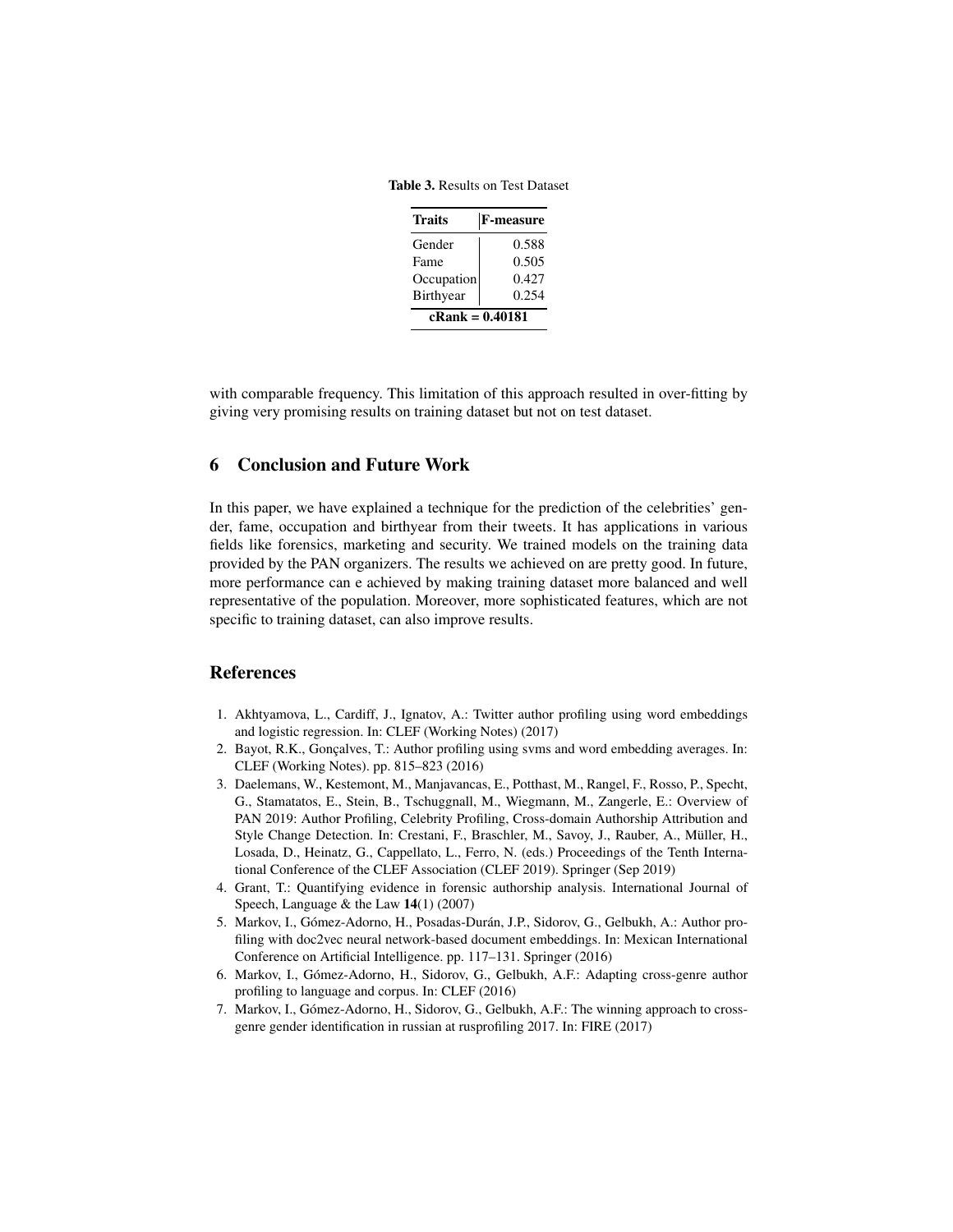**Table 3.** Results on Test Dataset

| Traits | F-measure |
|---|---|
| Gender | 0.588 |
| Fame | 0.505 |
| Occupation | 0.427 |
| Birthyear | 0.254 |
| **cRank = 0.40181** | |

with comparable frequency. This limitation of this approach resulted in over-fitting by giving very promising results on training dataset but not on test dataset.

## 6 Conclusion and Future Work

In this paper, we have explained a technique for the prediction of the celebrities' gender, fame, occupation and birthyear from their tweets. It has applications in various fields like forensics, marketing and security. We trained models on the training data provided by the PAN organizers. The results we achieved on are pretty good. In future, more performance can e achieved by making training dataset more balanced and well representative of the population. Moreover, more sophisticated features, which are not specific to training dataset, can also improve results.

## References

1. Akhtyamova, L., Cardiff, J., Ignatov, A.: Twitter author profiling using word embeddings and logistic regression. In: CLEF (Working Notes) (2017)
2. Bayot, R.K., Gonçalves, T.: Author profiling using svms and word embedding averages. In: CLEF (Working Notes). pp. 815–823 (2016)
3. Daelemans, W., Kestemont, M., Manjavancas, E., Potthast, M., Rangel, F., Rosso, P., Specht, G., Stamatatos, E., Stein, B., Tschuggnall, M., Wiegmann, M., Zangerle, E.: Overview of PAN 2019: Author Profiling, Celebrity Profiling, Cross-domain Authorship Attribution and Style Change Detection. In: Crestani, F., Braschler, M., Savoy, J., Rauber, A., Müller, H., Losada, D., Heinatz, G., Cappellato, L., Ferro, N. (eds.) Proceedings of the Tenth International Conference of the CLEF Association (CLEF 2019). Springer (Sep 2019)
4. Grant, T.: Quantifying evidence in forensic authorship analysis. International Journal of Speech, Language & the Law **14**(1) (2007)
5. Markov, I., Gómez-Adorno, H., Posadas-Durán, J.P., Sidorov, G., Gelbukh, A.: Author profiling with doc2vec neural network-based document embeddings. In: Mexican International Conference on Artificial Intelligence. pp. 117–131. Springer (2016)
6. Markov, I., Gómez-Adorno, H., Sidorov, G., Gelbukh, A.F.: Adapting cross-genre author profiling to language and corpus. In: CLEF (2016)
7. Markov, I., Gómez-Adorno, H., Sidorov, G., Gelbukh, A.F.: The winning approach to cross-genre gender identification in russian at rusprofiling 2017. In: FIRE (2017)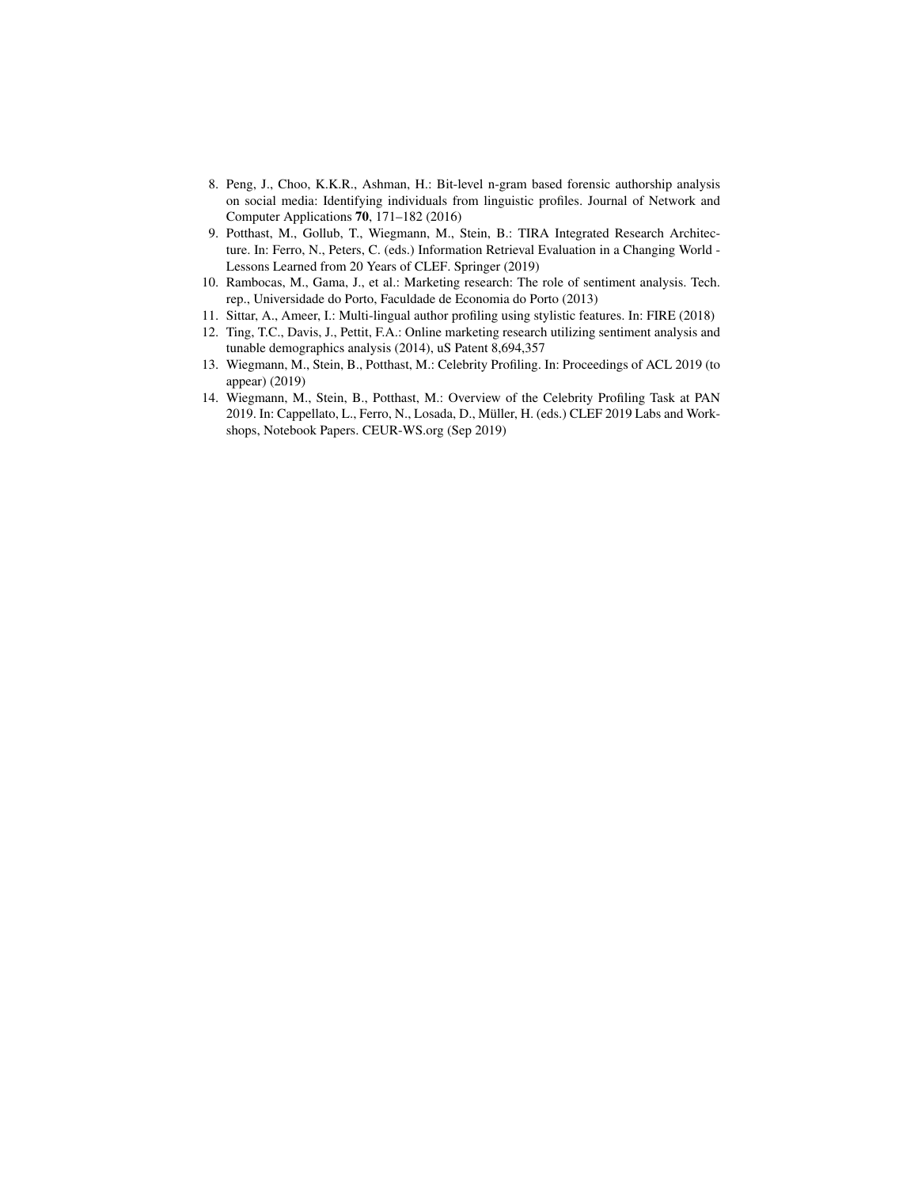8. Peng, J., Choo, K.K.R., Ashman, H.: Bit-level n-gram based forensic authorship analysis on social media: Identifying individuals from linguistic profiles. Journal of Network and Computer Applications **70**, 171–182 (2016)
9. Potthast, M., Gollub, T., Wiegmann, M., Stein, B.: TIRA Integrated Research Architecture. In: Ferro, N., Peters, C. (eds.) Information Retrieval Evaluation in a Changing World - Lessons Learned from 20 Years of CLEF. Springer (2019)
10. Rambocas, M., Gama, J., et al.: Marketing research: The role of sentiment analysis. Tech. rep., Universidade do Porto, Faculdade de Economia do Porto (2013)
11. Sittar, A., Ameer, I.: Multi-lingual author profiling using stylistic features. In: FIRE (2018)
12. Ting, T.C., Davis, J., Pettit, F.A.: Online marketing research utilizing sentiment analysis and tunable demographics analysis (2014), uS Patent 8,694,357
13. Wiegmann, M., Stein, B., Potthast, M.: Celebrity Profiling. In: Proceedings of ACL 2019 (to appear) (2019)
14. Wiegmann, M., Stein, B., Potthast, M.: Overview of the Celebrity Profiling Task at PAN 2019. In: Cappellato, L., Ferro, N., Losada, D., Müller, H. (eds.) CLEF 2019 Labs and Workshops, Notebook Papers. CEUR-WS.org (Sep 2019)